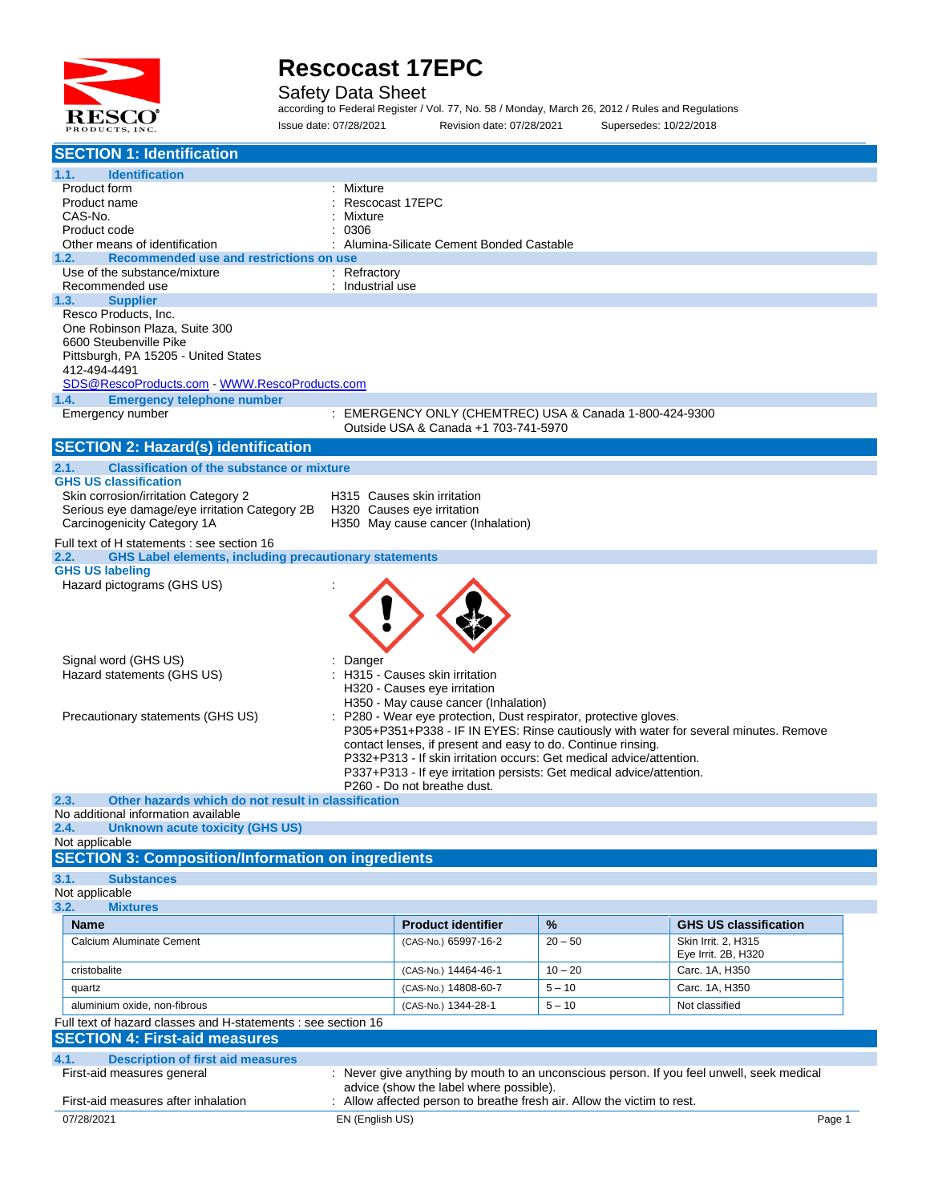# Rescocast 17EPC

Safety Data Sheet

according to Federal Register / Vol. 77, No. 58 / Monday, March 26, 2012 / Rules and Regulations

Issue date: 07/28/2021 Revision date: 07/28/2021 Supersedes: 10/22/2018

## SECTION 1: Identification

### 1.1. Identification

Product form : Mixture
Product name : Rescocast 17EPC
CAS-No. : Mixture
Product code : 0306
Other means of identification : Alumina-Silicate Cement Bonded Castable

### 1.2. Recommended use and restrictions on use

Use of the substance/mixture : Refractory
Recommended use : Industrial use

### 1.3. Supplier

Resco Products, Inc.
One Robinson Plaza, Suite 300
6600 Steubenville Pike
Pittsburgh, PA 15205 - United States
412-494-4491
SDS@RescoProducts.com - WWW.RescoProducts.com

### 1.4. Emergency telephone number

Emergency number : EMERGENCY ONLY (CHEMTREC) USA & Canada 1-800-424-9300
Outside USA & Canada +1 703-741-5970

## SECTION 2: Hazard(s) identification

### 2.1. Classification of the substance or mixture

**GHS US classification**

Skin corrosion/irritation Category 2 H315 Causes skin irritation
Serious eye damage/eye irritation Category 2B H320 Causes eye irritation
Carcinogenicity Category 1A H350 May cause cancer (Inhalation)

Full text of H statements : see section 16

### 2.2. GHS Label elements, including precautionary statements

**GHS US labeling**

Hazard pictograms (GHS US) :

Signal word (GHS US) : Danger

Hazard statements (GHS US) : H315 - Causes skin irritation
H320 - Causes eye irritation
H350 - May cause cancer (Inhalation)

Precautionary statements (GHS US) : P280 - Wear eye protection, Dust respirator, protective gloves.
P305+P351+P338 - IF IN EYES: Rinse cautiously with water for several minutes. Remove contact lenses, if present and easy to do. Continue rinsing.
P332+P313 - If skin irritation occurs: Get medical advice/attention.
P337+P313 - If eye irritation persists: Get medical advice/attention.
P260 - Do not breathe dust.

### 2.3. Other hazards which do not result in classification

No additional information available

### 2.4. Unknown acute toxicity (GHS US)

Not applicable

## SECTION 3: Composition/Information on ingredients

### 3.1. Substances

Not applicable

### 3.2. Mixtures

| Name | Product identifier | % | GHS US classification |
|---|---|---|---|
| Calcium Aluminate Cement | (CAS-No.) 65997-16-2 | 20 – 50 | Skin Irrit. 2, H315<br>Eye Irrit. 2B, H320 |
| cristobalite | (CAS-No.) 14464-46-1 | 10 – 20 | Carc. 1A, H350 |
| quartz | (CAS-No.) 14808-60-7 | 5 – 10 | Carc. 1A, H350 |
| aluminium oxide, non-fibrous | (CAS-No.) 1344-28-1 | 5 – 10 | Not classified |

Full text of hazard classes and H-statements : see section 16

## SECTION 4: First-aid measures

### 4.1. Description of first aid measures

First-aid measures general : Never give anything by mouth to an unconscious person. If you feel unwell, seek medical advice (show the label where possible).

First-aid measures after inhalation : Allow affected person to breathe fresh air. Allow the victim to rest.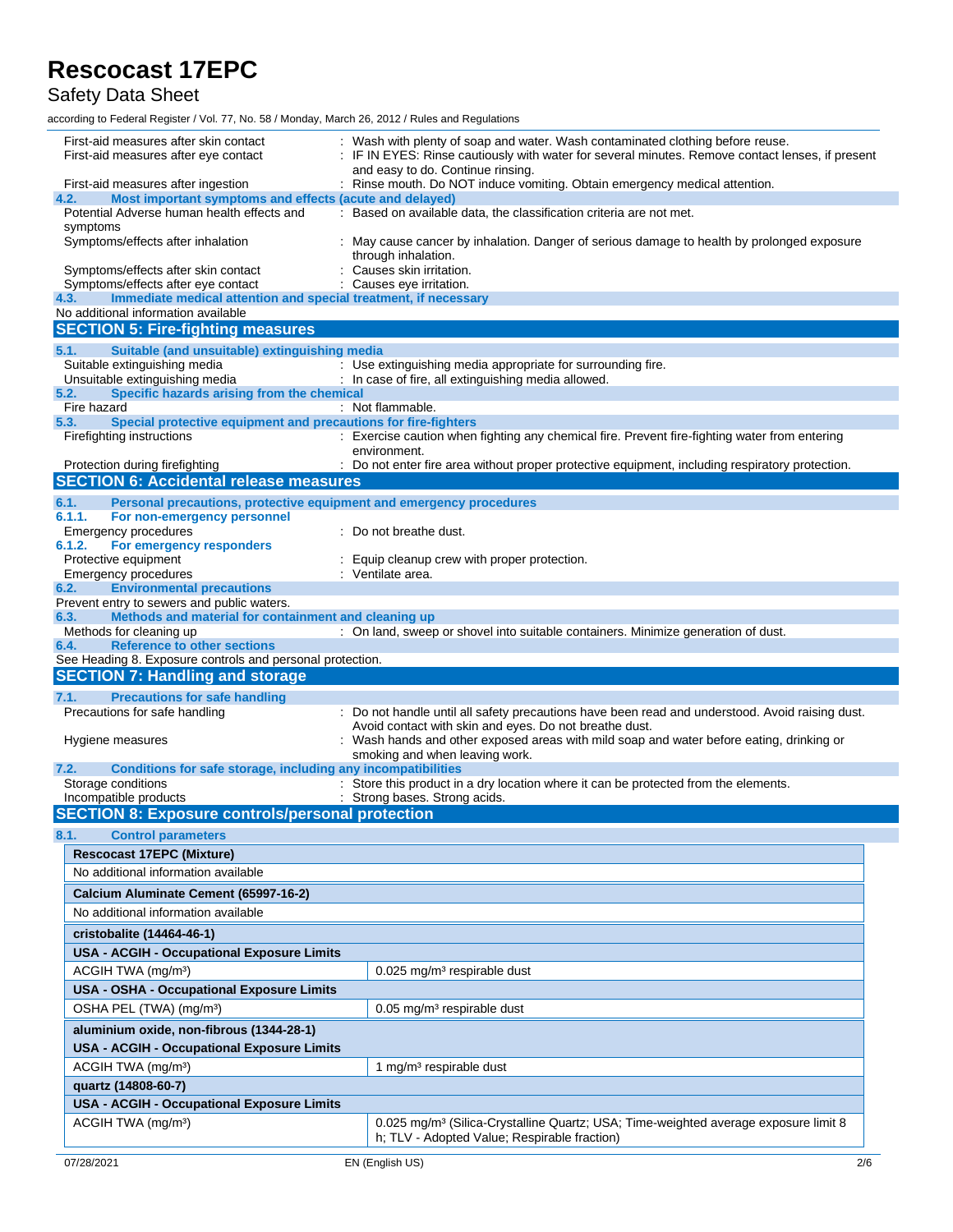First-aid measures after skin contact : Wash with plenty of soap and water. Wash contaminated clothing before reuse.

First-aid measures after eye contact : IF IN EYES: Rinse cautiously with water for several minutes. Remove contact lenses, if present and easy to do. Continue rinsing.

First-aid measures after ingestion : Rinse mouth. Do NOT induce vomiting. Obtain emergency medical attention.

### 4.2. Most important symptoms and effects (acute and delayed)

Potential Adverse human health effects and symptoms : Based on available data, the classification criteria are not met.

Symptoms/effects after inhalation : May cause cancer by inhalation. Danger of serious damage to health by prolonged exposure through inhalation.

Symptoms/effects after skin contact : Causes skin irritation.

Symptoms/effects after eye contact : Causes eye irritation.

### 4.3. Immediate medical attention and special treatment, if necessary

No additional information available

## SECTION 5: Fire-fighting measures

### 5.1. Suitable (and unsuitable) extinguishing media

Suitable extinguishing media : Use extinguishing media appropriate for surrounding fire.

Unsuitable extinguishing media : In case of fire, all extinguishing media allowed.

### 5.2. Specific hazards arising from the chemical

Fire hazard : Not flammable.

### 5.3. Special protective equipment and precautions for fire-fighters

Firefighting instructions : Exercise caution when fighting any chemical fire. Prevent fire-fighting water from entering environment.

Protection during firefighting : Do not enter fire area without proper protective equipment, including respiratory protection.

## SECTION 6: Accidental release measures

### 6.1. Personal precautions, protective equipment and emergency procedures

#### 6.1.1. For non-emergency personnel

Emergency procedures : Do not breathe dust.

#### 6.1.2. For emergency responders

Protective equipment : Equip cleanup crew with proper protection.

Emergency procedures : Ventilate area.

### 6.2. Environmental precautions

Prevent entry to sewers and public waters.

### 6.3. Methods and material for containment and cleaning up

Methods for cleaning up : On land, sweep or shovel into suitable containers. Minimize generation of dust.

### 6.4. Reference to other sections

See Heading 8. Exposure controls and personal protection.

## SECTION 7: Handling and storage

### 7.1. Precautions for safe handling

Precautions for safe handling : Do not handle until all safety precautions have been read and understood. Avoid raising dust. Avoid contact with skin and eyes. Do not breathe dust.

Hygiene measures : Wash hands and other exposed areas with mild soap and water before eating, drinking or smoking and when leaving work.

### 7.2. Conditions for safe storage, including any incompatibilities

Storage conditions : Store this product in a dry location where it can be protected from the elements.

Incompatible products : Strong bases. Strong acids.

## SECTION 8: Exposure controls/personal protection

### 8.1. Control parameters

| **Rescocast 17EPC (Mixture)** | |
|---|---|
| No additional information available | |
| **Calcium Aluminate Cement (65997-16-2)** | |
| No additional information available | |
| **cristobalite (14464-46-1)** | |
| **USA - ACGIH - Occupational Exposure Limits** | |
| ACGIH TWA (mg/m³) | 0.025 mg/m³ respirable dust |
| **USA - OSHA - Occupational Exposure Limits** | |
| OSHA PEL (TWA) (mg/m³) | 0.05 mg/m³ respirable dust |
| **aluminium oxide, non-fibrous (1344-28-1)** | |
| **USA - ACGIH - Occupational Exposure Limits** | |
| ACGIH TWA (mg/m³) | 1 mg/m³ respirable dust |
| **quartz (14808-60-7)** | |
| **USA - ACGIH - Occupational Exposure Limits** | |
| ACGIH TWA (mg/m³) | 0.025 mg/m³ (Silica-Crystalline Quartz; USA; Time-weighted average exposure limit 8 h; TLV - Adopted Value; Respirable fraction) |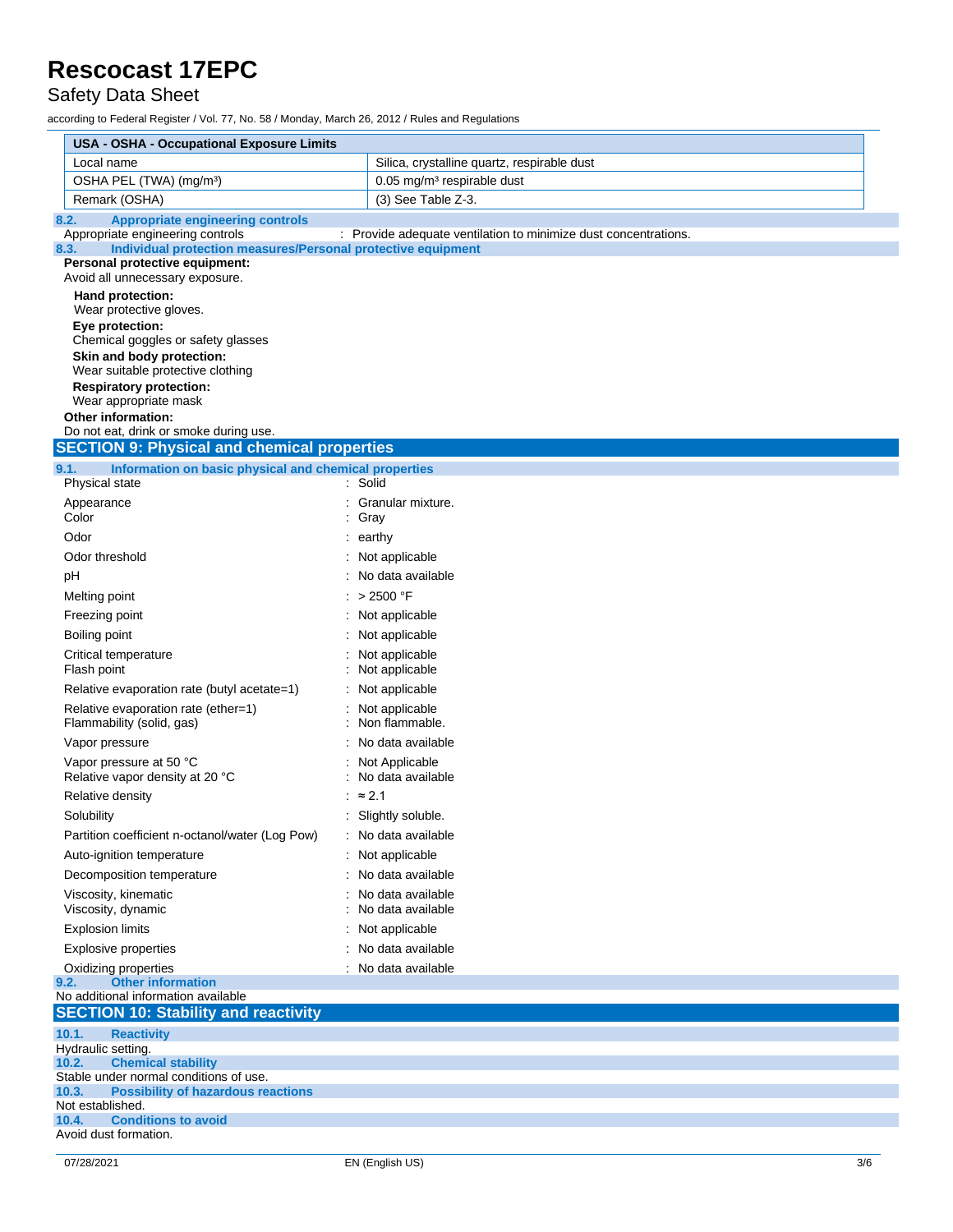| USA - OSHA - Occupational Exposure Limits | |
|---|---|
| Local name | Silica, crystalline quartz, respirable dust |
| OSHA PEL (TWA) (mg/m³) | 0.05 mg/m³ respirable dust |
| Remark (OSHA) | (3) See Table Z-3. |

### 8.2. Appropriate engineering controls

Appropriate engineering controls : Provide adequate ventilation to minimize dust concentrations.

### 8.3. Individual protection measures/Personal protective equipment

**Personal protective equipment:**

Avoid all unnecessary exposure.

**Hand protection:**

Wear protective gloves.

**Eye protection:**

Chemical goggles or safety glasses

**Skin and body protection:**

Wear suitable protective clothing

**Respiratory protection:**

Wear appropriate mask

**Other information:**

Do not eat, drink or smoke during use.

## SECTION 9: Physical and chemical properties

### 9.1. Information on basic physical and chemical properties

| | |
|---|---|
| Physical state | : Solid |
| Appearance | : Granular mixture. |
| Color | : Gray |
| Odor | : earthy |
| Odor threshold | : Not applicable |
| pH | : No data available |
| Melting point | : > 2500 °F |
| Freezing point | : Not applicable |
| Boiling point | : Not applicable |
| Critical temperature | : Not applicable |
| Flash point | : Not applicable |
| Relative evaporation rate (butyl acetate=1) | : Not applicable |
| Relative evaporation rate (ether=1) | : Not applicable |
| Flammability (solid, gas) | : Non flammable. |
| Vapor pressure | : No data available |
| Vapor pressure at 50 °C | : Not Applicable |
| Relative vapor density at 20 °C | : No data available |
| Relative density | : ≈ 2.1 |
| Solubility | : Slightly soluble. |
| Partition coefficient n-octanol/water (Log Pow) | : No data available |
| Auto-ignition temperature | : Not applicable |
| Decomposition temperature | : No data available |
| Viscosity, kinematic | : No data available |
| Viscosity, dynamic | : No data available |
| Explosion limits | : Not applicable |
| Explosive properties | : No data available |
| Oxidizing properties | : No data available |

### 9.2. Other information

No additional information available

## SECTION 10: Stability and reactivity

### 10.1. Reactivity

Hydraulic setting.

### 10.2. Chemical stability

Stable under normal conditions of use.

### 10.3. Possibility of hazardous reactions

Not established.

### 10.4. Conditions to avoid

Avoid dust formation.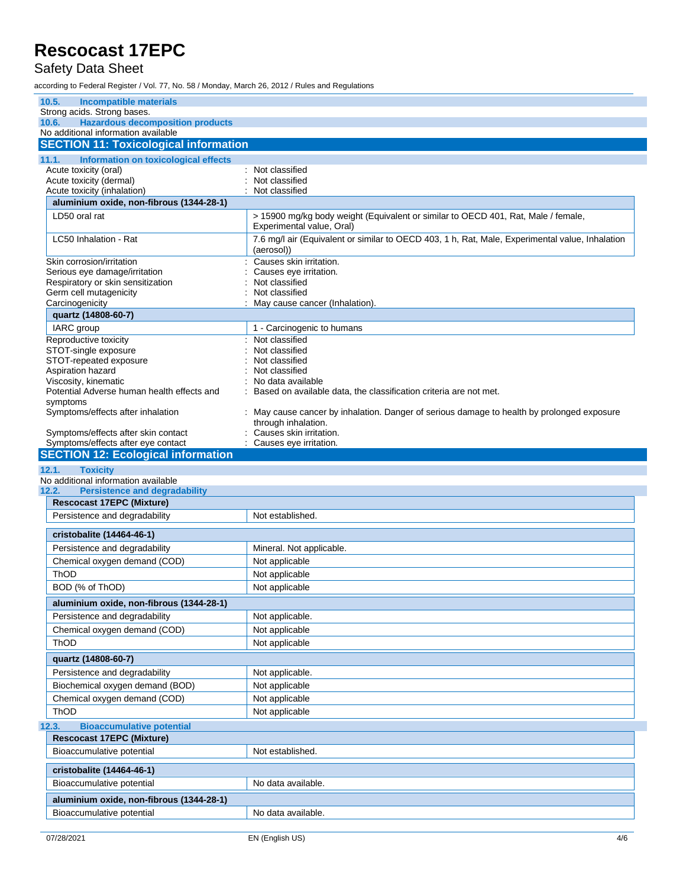### 10.5. Incompatible materials

Strong acids. Strong bases.

### 10.6. Hazardous decomposition products

No additional information available

## SECTION 11: Toxicological information

### 11.1. Information on toxicological effects

Acute toxicity (oral) : Not classified
Acute toxicity (dermal) : Not classified
Acute toxicity (inhalation) : Not classified

| aluminium oxide, non-fibrous (1344-28-1) | |
|---|---|
| LD50 oral rat | > 15900 mg/kg body weight (Equivalent or similar to OECD 401, Rat, Male / female, Experimental value, Oral) |
| LC50 Inhalation - Rat | 7.6 mg/l air (Equivalent or similar to OECD 403, 1 h, Rat, Male, Experimental value, Inhalation (aerosol)) |

Skin corrosion/irritation : Causes skin irritation.
Serious eye damage/irritation : Causes eye irritation.
Respiratory or skin sensitization : Not classified
Germ cell mutagenicity : Not classified
Carcinogenicity : May cause cancer (Inhalation).

| quartz (14808-60-7) | |
|---|---|
| IARC group | 1 - Carcinogenic to humans |

Reproductive toxicity : Not classified
STOT-single exposure : Not classified
STOT-repeated exposure : Not classified
Aspiration hazard : Not classified
Viscosity, kinematic : No data available
Potential Adverse human health effects and symptoms : Based on available data, the classification criteria are not met.
Symptoms/effects after inhalation : May cause cancer by inhalation. Danger of serious damage to health by prolonged exposure through inhalation.
Symptoms/effects after skin contact : Causes skin irritation.
Symptoms/effects after eye contact : Causes eye irritation.

## SECTION 12: Ecological information

### 12.1. Toxicity

No additional information available

### 12.2. Persistence and degradability

| Rescocast 17EPC (Mixture) | |
|---|---|
| Persistence and degradability | Not established. |

| cristobalite (14464-46-1) | |
|---|---|
| Persistence and degradability | Mineral. Not applicable. |
| Chemical oxygen demand (COD) | Not applicable |
| ThOD | Not applicable |
| BOD (% of ThOD) | Not applicable |

| aluminium oxide, non-fibrous (1344-28-1) | |
|---|---|
| Persistence and degradability | Not applicable. |
| Chemical oxygen demand (COD) | Not applicable |
| ThOD | Not applicable |

| quartz (14808-60-7) | |
|---|---|
| Persistence and degradability | Not applicable. |
| Biochemical oxygen demand (BOD) | Not applicable |
| Chemical oxygen demand (COD) | Not applicable |
| ThOD | Not applicable |

### 12.3. Bioaccumulative potential

| Rescocast 17EPC (Mixture) | |
|---|---|
| Bioaccumulative potential | Not established. |

| cristobalite (14464-46-1) | |
|---|---|
| Bioaccumulative potential | No data available. |

| aluminium oxide, non-fibrous (1344-28-1) | |
|---|---|
| Bioaccumulative potential | No data available. |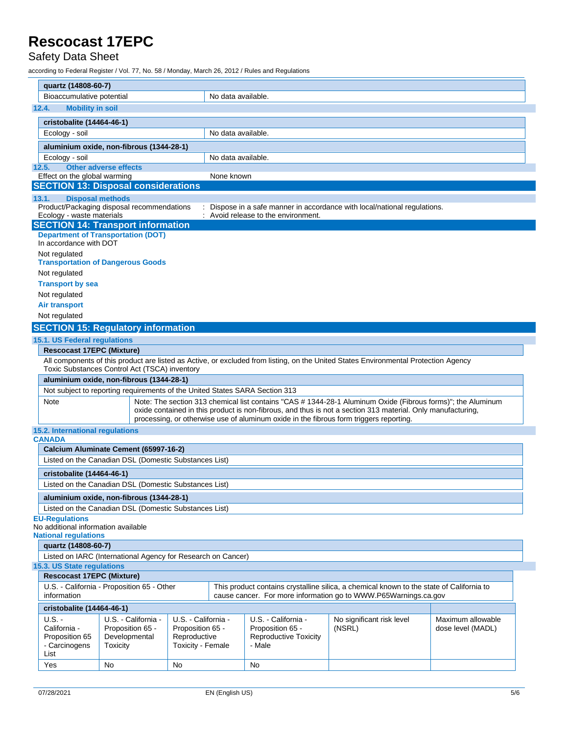| quartz (14808-60-7) | |
|---|---|
| Bioaccumulative potential | No data available. |

### 12.4. Mobility in soil

| cristobalite (14464-46-1) | |
|---|---|
| Ecology - soil | No data available. |

| aluminium oxide, non-fibrous (1344-28-1) | |
|---|---|
| Ecology - soil | No data available. |

### 12.5. Other adverse effects

Effect on the global warming : None known

## SECTION 13: Disposal considerations

### 13.1. Disposal methods

Product/Packaging disposal recommendations : Dispose in a safe manner in accordance with local/national regulations.

Ecology - waste materials : Avoid release to the environment.

## SECTION 14: Transport information

**Department of Transportation (DOT)**

In accordance with DOT

Not regulated

**Transportation of Dangerous Goods**

Not regulated

**Transport by sea**

Not regulated

**Air transport**

Not regulated

## SECTION 15: Regulatory information

### 15.1. US Federal regulations

| Rescocast 17EPC (Mixture) |
|---|
| All components of this product are listed as Active, or excluded from listing, on the United States Environmental Protection Agency Toxic Substances Control Act (TSCA) inventory |

| aluminium oxide, non-fibrous (1344-28-1) | |
|---|---|
| Not subject to reporting requirements of the United States SARA Section 313 | |
| Note | Note: The section 313 chemical list contains "CAS # 1344-28-1 Aluminum Oxide (Fibrous forms)"; the Aluminum oxide contained in this product is non-fibrous, and thus is not a section 313 material. Only manufacturing, processing, or otherwise use of aluminum oxide in the fibrous form triggers reporting. |

### 15.2. International regulations

**CANADA**

| Calcium Aluminate Cement (65997-16-2) |
|---|
| Listed on the Canadian DSL (Domestic Substances List) |

| cristobalite (14464-46-1) |
|---|
| Listed on the Canadian DSL (Domestic Substances List) |

| aluminium oxide, non-fibrous (1344-28-1) |
|---|
| Listed on the Canadian DSL (Domestic Substances List) |

**EU-Regulations**

No additional information available

**National regulations**

| quartz (14808-60-7) |
|---|
| Listed on IARC (International Agency for Research on Cancer) |

### 15.3. US State regulations

| Rescocast 17EPC (Mixture) | |
|---|---|
| U.S. - California - Proposition 65 - Other information | This product contains crystalline silica, a chemical known to the state of California to cause cancer. For more information go to WWW.P65Warnings.ca.gov |

| cristobalite (14464-46-1) | | | | | |
|---|---|---|---|---|---|
| U.S. - California - Proposition 65 - Carcinogens List | U.S. - California - Proposition 65 - Developmental Toxicity | U.S. - California - Proposition 65 - Reproductive Toxicity - Female | U.S. - California - Proposition 65 - Reproductive Toxicity - Male | No significant risk level (NSRL) | Maximum allowable dose level (MADL) |
| Yes | No | No | No | | |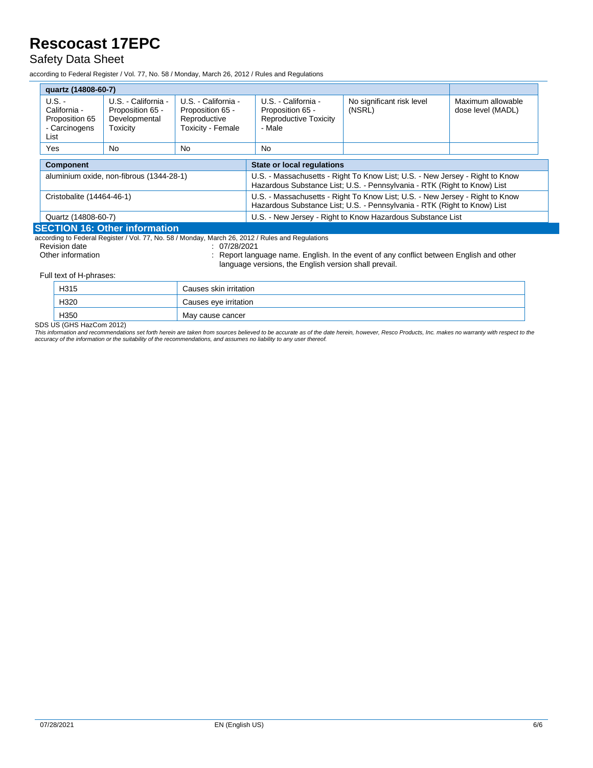| quartz (14808-60-7) | | | | | |
|---|---|---|---|---|---|
| U.S. - California - Proposition 65 - Carcinogens List | U.S. - California - Proposition 65 - Developmental Toxicity | U.S. - California - Proposition 65 - Reproductive Toxicity - Female | U.S. - California - Proposition 65 - Reproductive Toxicity - Male | No significant risk level (NSRL) | Maximum allowable dose level (MADL) |
| Yes | No | No | No | | |

| Component | State or local regulations |
|---|---|
| aluminium oxide, non-fibrous (1344-28-1) | U.S. - Massachusetts - Right To Know List; U.S. - New Jersey - Right to Know Hazardous Substance List; U.S. - Pennsylvania - RTK (Right to Know) List |
| Cristobalite (14464-46-1) | U.S. - Massachusetts - Right To Know List; U.S. - New Jersey - Right to Know Hazardous Substance List; U.S. - Pennsylvania - RTK (Right to Know) List |
| Quartz (14808-60-7) | U.S. - New Jersey - Right to Know Hazardous Substance List |

## SECTION 16: Other information

according to Federal Register / Vol. 77, No. 58 / Monday, March 26, 2012 / Rules and Regulations

Revision date : 07/28/2021

Other information : Report language name. English. In the event of any conflict between English and other language versions, the English version shall prevail.

Full text of H-phrases:

| | |
|---|---|
| H315 | Causes skin irritation |
| H320 | Causes eye irritation |
| H350 | May cause cancer |

SDS US (GHS HazCom 2012)

*This information and recommendations set forth herein are taken from sources believed to be accurate as of the date herein, however, Resco Products, Inc. makes no warranty with respect to the accuracy of the information or the suitability of the recommendations, and assumes no liability to any user thereof.*